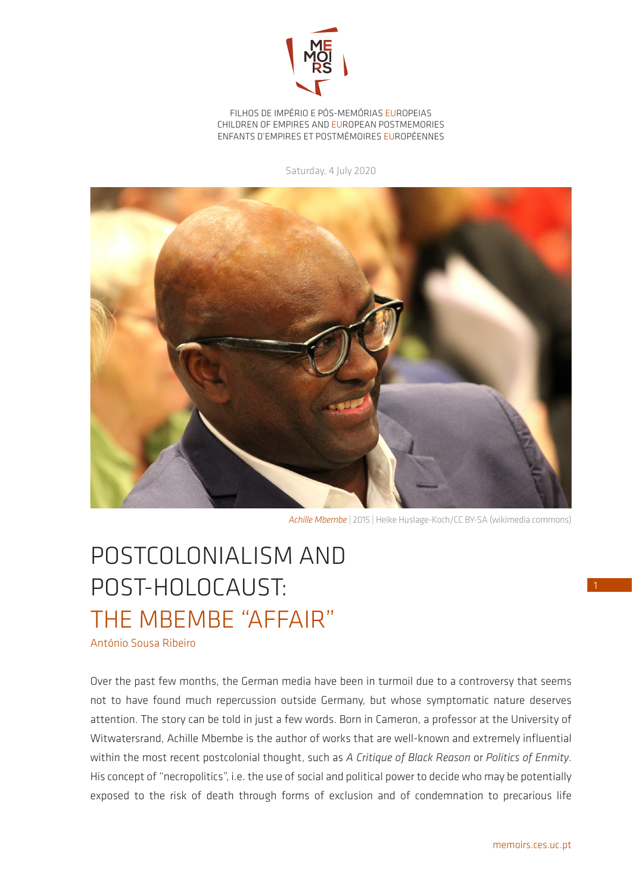FILHOS DE IMPÉRIO E PÓS-MEMÓRIAS EUROPEIAS
CHILDREN OF EMPIRES AND EUROPEAN POSTMEMORIES
ENFANTS D'EMPIRES ET POSTMÉMOIRES EUROPÉENNES

Saturday, 4 July 2020

*Achille Mbembe* | 2015 | Heike Huslage-Koch/CC BY-SA (wikimedia commons)

# POSTCOLONIALISM AND POST-HOLOCAUST: THE MBEMBE "AFFAIR"

António Sousa Ribeiro

Over the past few months, the German media have been in turmoil due to a controversy that seems not to have found much repercussion outside Germany, but whose symptomatic nature deserves attention. The story can be told in just a few words. Born in Cameron, a professor at the University of Witwatersrand, Achille Mbembe is the author of works that are well-known and extremely influential within the most recent postcolonial thought, such as *A Critique of Black Reason* or *Politics of Enmity*. His concept of "necropolitics", i.e. the use of social and political power to decide who may be potentially exposed to the risk of death through forms of exclusion and of condemnation to precarious life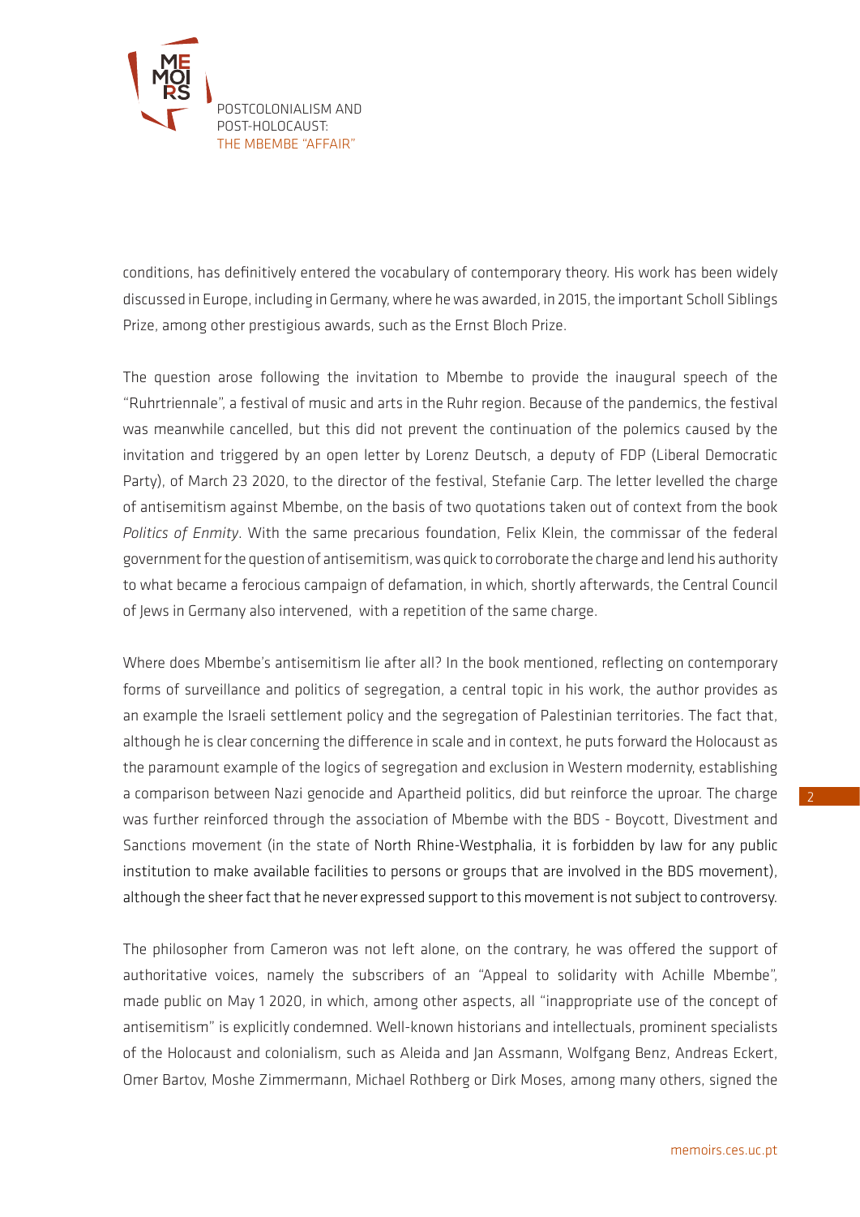conditions, has definitively entered the vocabulary of contemporary theory. His work has been widely discussed in Europe, including in Germany, where he was awarded, in 2015, the important Scholl Siblings Prize, among other prestigious awards, such as the Ernst Bloch Prize.

The question arose following the invitation to Mbembe to provide the inaugural speech of the "Ruhrtriennale", a festival of music and arts in the Ruhr region. Because of the pandemics, the festival was meanwhile cancelled, but this did not prevent the continuation of the polemics caused by the invitation and triggered by an open letter by Lorenz Deutsch, a deputy of FDP (Liberal Democratic Party), of March 23 2020, to the director of the festival, Stefanie Carp. The letter levelled the charge of antisemitism against Mbembe, on the basis of two quotations taken out of context from the book *Politics of Enmity*. With the same precarious foundation, Felix Klein, the commissar of the federal government for the question of antisemitism, was quick to corroborate the charge and lend his authority to what became a ferocious campaign of defamation, in which, shortly afterwards, the Central Council of Jews in Germany also intervened, with a repetition of the same charge.

Where does Mbembe's antisemitism lie after all? In the book mentioned, reflecting on contemporary forms of surveillance and politics of segregation, a central topic in his work, the author provides as an example the Israeli settlement policy and the segregation of Palestinian territories. The fact that, although he is clear concerning the difference in scale and in context, he puts forward the Holocaust as the paramount example of the logics of segregation and exclusion in Western modernity, establishing a comparison between Nazi genocide and Apartheid politics, did but reinforce the uproar. The charge was further reinforced through the association of Mbembe with the BDS - Boycott, Divestment and Sanctions movement (in the state of North Rhine-Westphalia, it is forbidden by law for any public institution to make available facilities to persons or groups that are involved in the BDS movement), although the sheer fact that he never expressed support to this movement is not subject to controversy.

The philosopher from Cameron was not left alone, on the contrary, he was offered the support of authoritative voices, namely the subscribers of an "Appeal to solidarity with Achille Mbembe", made public on May 1 2020, in which, among other aspects, all "inappropriate use of the concept of antisemitism" is explicitly condemned. Well-known historians and intellectuals, prominent specialists of the Holocaust and colonialism, such as Aleida and Jan Assmann, Wolfgang Benz, Andreas Eckert, Omer Bartov, Moshe Zimmermann, Michael Rothberg or Dirk Moses, among many others, signed the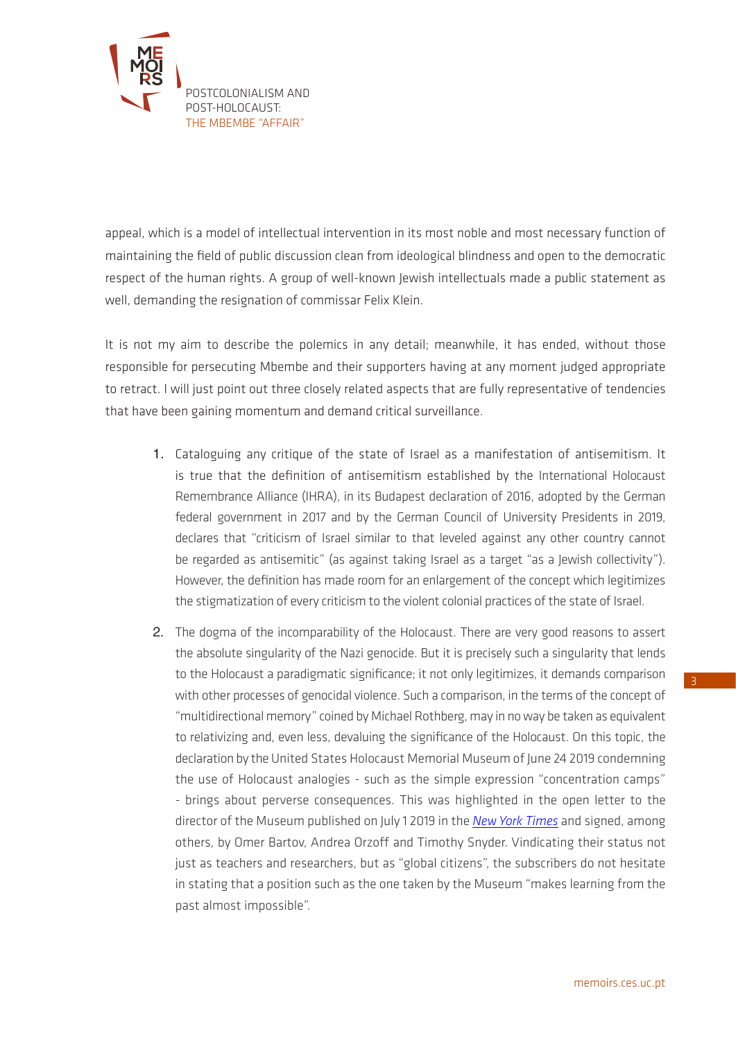appeal, which is a model of intellectual intervention in its most noble and most necessary function of maintaining the field of public discussion clean from ideological blindness and open to the democratic respect of the human rights. A group of well-known Jewish intellectuals made a public statement as well, demanding the resignation of commissar Felix Klein.

It is not my aim to describe the polemics in any detail; meanwhile, it has ended, without those responsible for persecuting Mbembe and their supporters having at any moment judged appropriate to retract. I will just point out three closely related aspects that are fully representative of tendencies that have been gaining momentum and demand critical surveillance.

1. Cataloguing any critique of the state of Israel as a manifestation of antisemitism. It is true that the definition of antisemitism established by the International Holocaust Remembrance Alliance (IHRA), in its Budapest declaration of 2016, adopted by the German federal government in 2017 and by the German Council of University Presidents in 2019, declares that "criticism of Israel similar to that leveled against any other country cannot be regarded as antisemitic" (as against taking Israel as a target "as a Jewish collectivity"). However, the definition has made room for an enlargement of the concept which legitimizes the stigmatization of every criticism to the violent colonial practices of the state of Israel.

2. The dogma of the incomparability of the Holocaust. There are very good reasons to assert the absolute singularity of the Nazi genocide. But it is precisely such a singularity that lends to the Holocaust a paradigmatic significance; it not only legitimizes, it demands comparison with other processes of genocidal violence. Such a comparison, in the terms of the concept of "multidirectional memory" coined by Michael Rothberg, may in no way be taken as equivalent to relativizing and, even less, devaluing the significance of the Holocaust. On this topic, the declaration by the United States Holocaust Memorial Museum of June 24 2019 condemning the use of Holocaust analogies - such as the simple expression "concentration camps" - brings about perverse consequences. This was highlighted in the open letter to the director of the Museum published on July 1 2019 in the *New York Times* and signed, among others, by Omer Bartov, Andrea Orzoff and Timothy Snyder. Vindicating their status not just as teachers and researchers, but as "global citizens", the subscribers do not hesitate in stating that a position such as the one taken by the Museum "makes learning from the past almost impossible".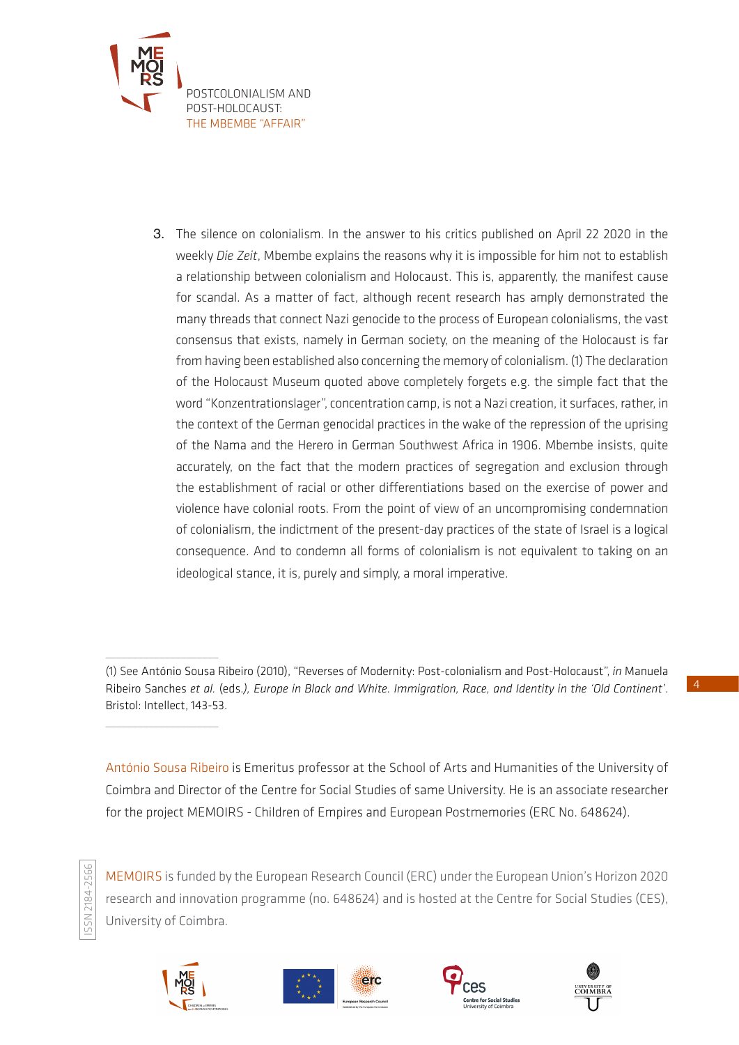3. The silence on colonialism. In the answer to his critics published on April 22 2020 in the weekly *Die Zeit*, Mbembe explains the reasons why it is impossible for him not to establish a relationship between colonialism and Holocaust. This is, apparently, the manifest cause for scandal. As a matter of fact, although recent research has amply demonstrated the many threads that connect Nazi genocide to the process of European colonialisms, the vast consensus that exists, namely in German society, on the meaning of the Holocaust is far from having been established also concerning the memory of colonialism. (1) The declaration of the Holocaust Museum quoted above completely forgets e.g. the simple fact that the word "Konzentrationslager", concentration camp, is not a Nazi creation, it surfaces, rather, in the context of the German genocidal practices in the wake of the repression of the uprising of the Nama and the Herero in German Southwest Africa in 1906. Mbembe insists, quite accurately, on the fact that the modern practices of segregation and exclusion through the establishment of racial or other differentiations based on the exercise of power and violence have colonial roots. From the point of view of an uncompromising condemnation of colonialism, the indictment of the present-day practices of the state of Israel is a logical consequence. And to condemn all forms of colonialism is not equivalent to taking on an ideological stance, it is, purely and simply, a moral imperative.

---

(1) See António Sousa Ribeiro (2010), "Reverses of Modernity: Post-colonialism and Post-Holocaust", *in* Manuela Ribeiro Sanches *et al.* (eds.*), Europe in Black and White. Immigration, Race, and Identity in the 'Old Continent'*. Bristol: Intellect, 143-53.

---

António Sousa Ribeiro is Emeritus professor at the School of Arts and Humanities of the University of Coimbra and Director of the Centre for Social Studies of same University. He is an associate researcher for the project MEMOIRS - Children of Empires and European Postmemories (ERC No. 648624).

MEMOIRS is funded by the European Research Council (ERC) under the European Union's Horizon 2020 research and innovation programme (no. 648624) and is hosted at the Centre for Social Studies (CES), University of Coimbra.